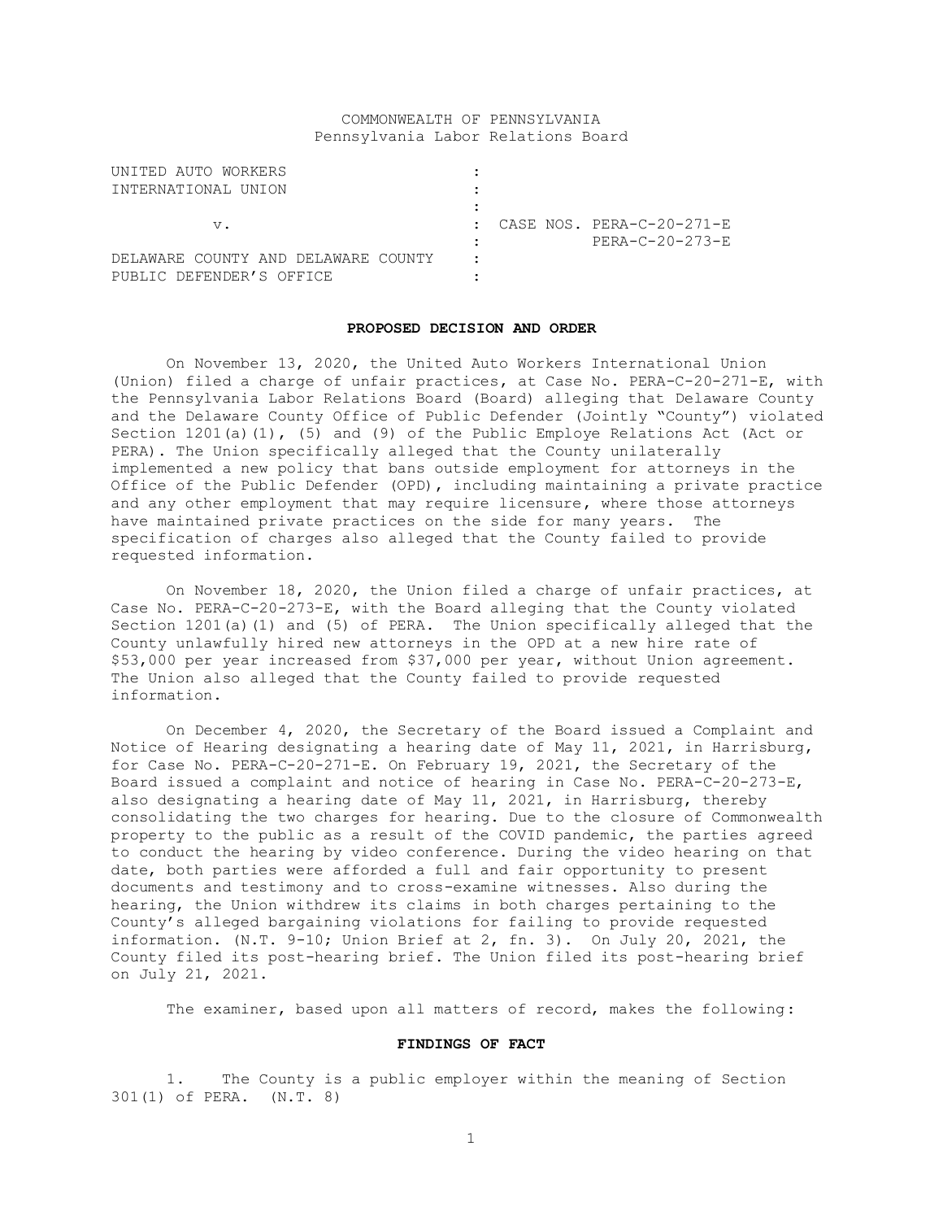COMMONWEALTH OF PENNSYLVANIA
Pennsylvania Labor Relations Board

| | | |
|---|---|---|
| UNITED AUTO WORKERS INTERNATIONAL UNION | : | |
| | : | |
| v. | : | CASE NOS. PERA-C-20-271-E |
| | : | PERA-C-20-273-E |
| DELAWARE COUNTY AND DELAWARE COUNTY PUBLIC DEFENDER'S OFFICE | : | |

**PROPOSED DECISION AND ORDER**

On November 13, 2020, the United Auto Workers International Union (Union) filed a charge of unfair practices, at Case No. PERA-C-20-271-E, with the Pennsylvania Labor Relations Board (Board) alleging that Delaware County and the Delaware County Office of Public Defender (Jointly "County") violated Section 1201(a)(1), (5) and (9) of the Public Employe Relations Act (Act or PERA). The Union specifically alleged that the County unilaterally implemented a new policy that bans outside employment for attorneys in the Office of the Public Defender (OPD), including maintaining a private practice and any other employment that may require licensure, where those attorneys have maintained private practices on the side for many years. The specification of charges also alleged that the County failed to provide requested information.

On November 18, 2020, the Union filed a charge of unfair practices, at Case No. PERA-C-20-273-E, with the Board alleging that the County violated Section 1201(a)(1) and (5) of PERA. The Union specifically alleged that the County unlawfully hired new attorneys in the OPD at a new hire rate of \$53,000 per year increased from \$37,000 per year, without Union agreement. The Union also alleged that the County failed to provide requested information.

On December 4, 2020, the Secretary of the Board issued a Complaint and Notice of Hearing designating a hearing date of May 11, 2021, in Harrisburg, for Case No. PERA-C-20-271-E. On February 19, 2021, the Secretary of the Board issued a complaint and notice of hearing in Case No. PERA-C-20-273-E, also designating a hearing date of May 11, 2021, in Harrisburg, thereby consolidating the two charges for hearing. Due to the closure of Commonwealth property to the public as a result of the COVID pandemic, the parties agreed to conduct the hearing by video conference. During the video hearing on that date, both parties were afforded a full and fair opportunity to present documents and testimony and to cross-examine witnesses. Also during the hearing, the Union withdrew its claims in both charges pertaining to the County's alleged bargaining violations for failing to provide requested information. (N.T. 9-10; Union Brief at 2, fn. 3). On July 20, 2021, the County filed its post-hearing brief. The Union filed its post-hearing brief on July 21, 2021.

The examiner, based upon all matters of record, makes the following:

**FINDINGS OF FACT**

1. The County is a public employer within the meaning of Section 301(1) of PERA. (N.T. 8)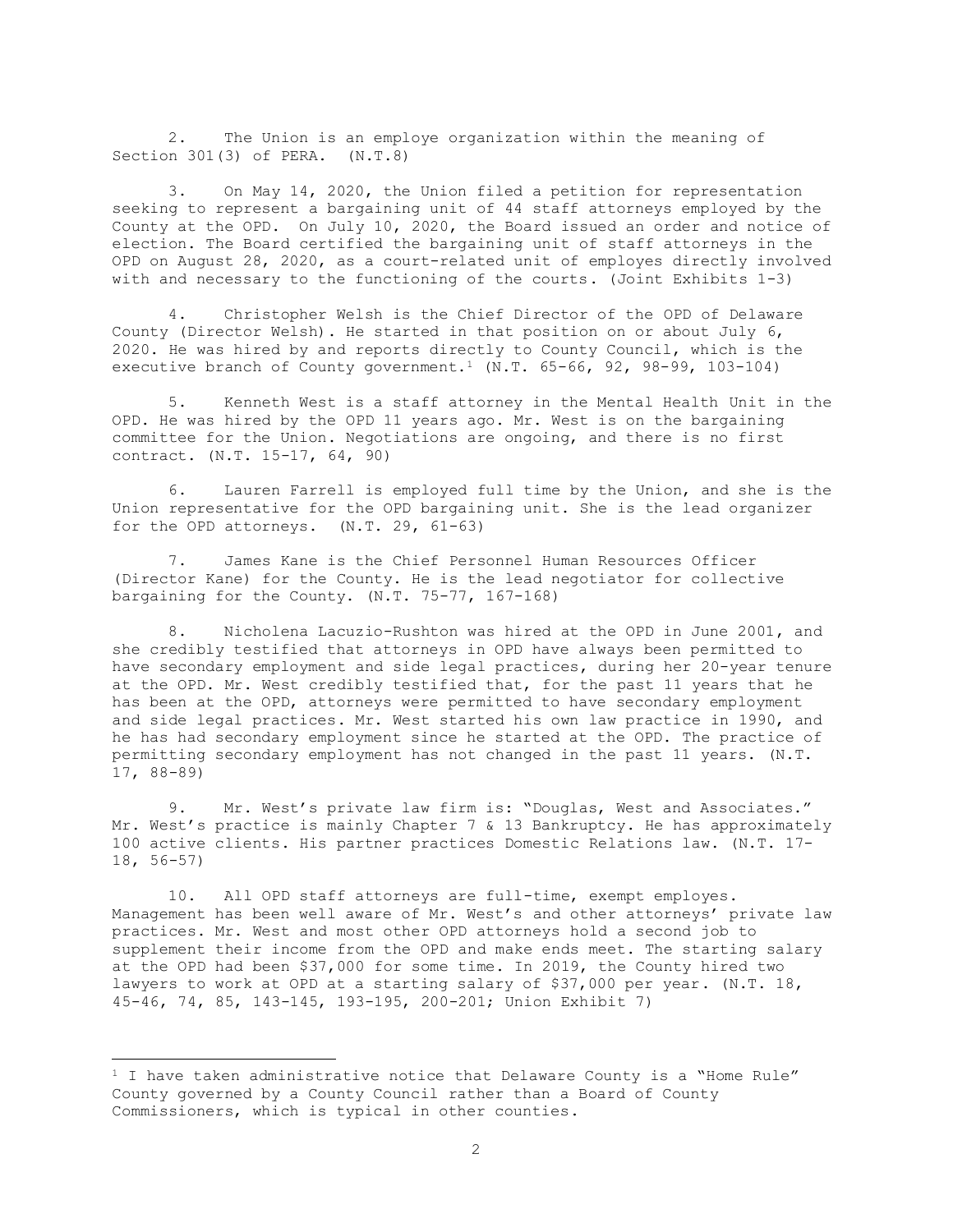2. The Union is an employe organization within the meaning of Section 301(3) of PERA. (N.T.8)

3. On May 14, 2020, the Union filed a petition for representation seeking to represent a bargaining unit of 44 staff attorneys employed by the County at the OPD. On July 10, 2020, the Board issued an order and notice of election. The Board certified the bargaining unit of staff attorneys in the OPD on August 28, 2020, as a court-related unit of employes directly involved with and necessary to the functioning of the courts. (Joint Exhibits 1-3)

4. Christopher Welsh is the Chief Director of the OPD of Delaware County (Director Welsh). He started in that position on or about July 6, 2020. He was hired by and reports directly to County Council, which is the executive branch of County government.[1] (N.T. 65-66, 92, 98-99, 103-104)

5. Kenneth West is a staff attorney in the Mental Health Unit in the OPD. He was hired by the OPD 11 years ago. Mr. West is on the bargaining committee for the Union. Negotiations are ongoing, and there is no first contract. (N.T. 15-17, 64, 90)

6. Lauren Farrell is employed full time by the Union, and she is the Union representative for the OPD bargaining unit. She is the lead organizer for the OPD attorneys. (N.T. 29, 61-63)

7. James Kane is the Chief Personnel Human Resources Officer (Director Kane) for the County. He is the lead negotiator for collective bargaining for the County. (N.T. 75-77, 167-168)

8. Nicholena Lacuzio-Rushton was hired at the OPD in June 2001, and she credibly testified that attorneys in OPD have always been permitted to have secondary employment and side legal practices, during her 20-year tenure at the OPD. Mr. West credibly testified that, for the past 11 years that he has been at the OPD, attorneys were permitted to have secondary employment and side legal practices. Mr. West started his own law practice in 1990, and he has had secondary employment since he started at the OPD. The practice of permitting secondary employment has not changed in the past 11 years. (N.T. 17, 88-89)

9. Mr. West's private law firm is: "Douglas, West and Associates." Mr. West's practice is mainly Chapter 7 & 13 Bankruptcy. He has approximately 100 active clients. His partner practices Domestic Relations law. (N.T. 17-18, 56-57)

10. All OPD staff attorneys are full-time, exempt employes. Management has been well aware of Mr. West's and other attorneys' private law practices. Mr. West and most other OPD attorneys hold a second job to supplement their income from the OPD and make ends meet. The starting salary at the OPD had been $37,000 for some time. In 2019, the County hired two lawyers to work at OPD at a starting salary of $37,000 per year. (N.T. 18, 45-46, 74, 85, 143-145, 193-195, 200-201; Union Exhibit 7)

---

[1] I have taken administrative notice that Delaware County is a "Home Rule" County governed by a County Council rather than a Board of County Commissioners, which is typical in other counties.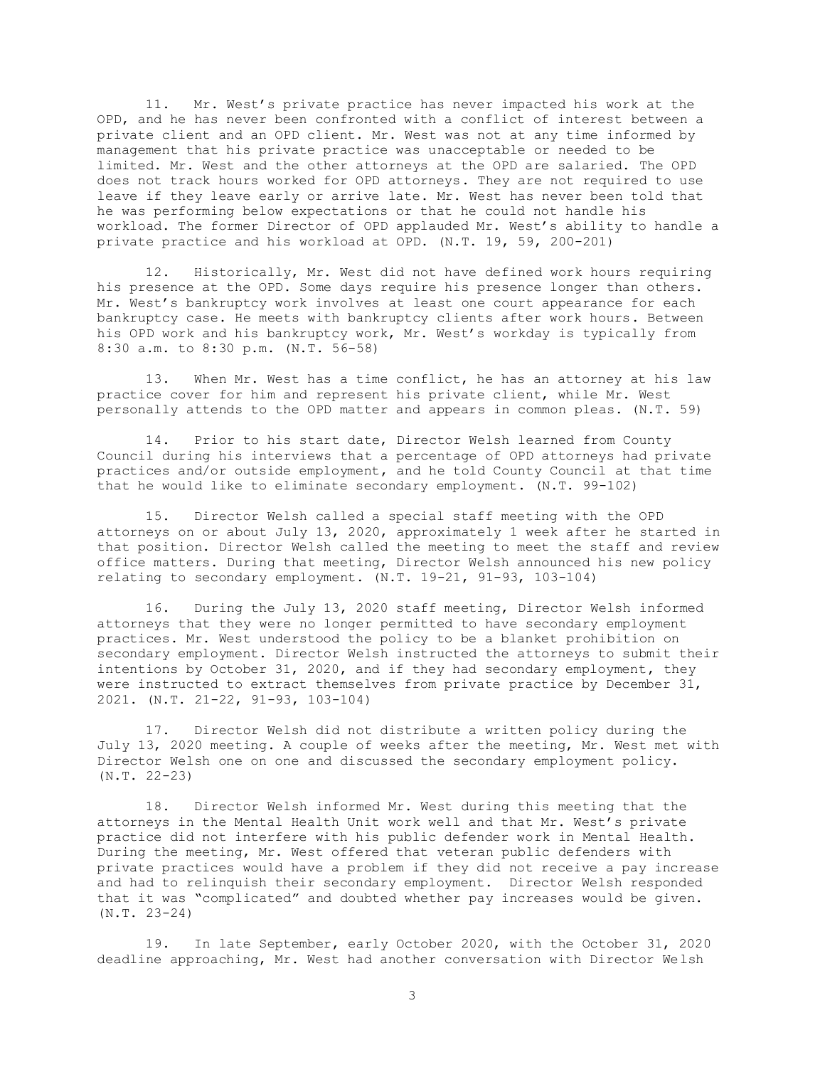11. Mr. West's private practice has never impacted his work at the OPD, and he has never been confronted with a conflict of interest between a private client and an OPD client. Mr. West was not at any time informed by management that his private practice was unacceptable or needed to be limited. Mr. West and the other attorneys at the OPD are salaried. The OPD does not track hours worked for OPD attorneys. They are not required to use leave if they leave early or arrive late. Mr. West has never been told that he was performing below expectations or that he could not handle his workload. The former Director of OPD applauded Mr. West's ability to handle a private practice and his workload at OPD. (N.T. 19, 59, 200-201)

12. Historically, Mr. West did not have defined work hours requiring his presence at the OPD. Some days require his presence longer than others. Mr. West's bankruptcy work involves at least one court appearance for each bankruptcy case. He meets with bankruptcy clients after work hours. Between his OPD work and his bankruptcy work, Mr. West's workday is typically from 8:30 a.m. to 8:30 p.m. (N.T. 56-58)

13. When Mr. West has a time conflict, he has an attorney at his law practice cover for him and represent his private client, while Mr. West personally attends to the OPD matter and appears in common pleas. (N.T. 59)

14. Prior to his start date, Director Welsh learned from County Council during his interviews that a percentage of OPD attorneys had private practices and/or outside employment, and he told County Council at that time that he would like to eliminate secondary employment. (N.T. 99-102)

15. Director Welsh called a special staff meeting with the OPD attorneys on or about July 13, 2020, approximately 1 week after he started in that position. Director Welsh called the meeting to meet the staff and review office matters. During that meeting, Director Welsh announced his new policy relating to secondary employment. (N.T. 19-21, 91-93, 103-104)

16. During the July 13, 2020 staff meeting, Director Welsh informed attorneys that they were no longer permitted to have secondary employment practices. Mr. West understood the policy to be a blanket prohibition on secondary employment. Director Welsh instructed the attorneys to submit their intentions by October 31, 2020, and if they had secondary employment, they were instructed to extract themselves from private practice by December 31, 2021. (N.T. 21-22, 91-93, 103-104)

17. Director Welsh did not distribute a written policy during the July 13, 2020 meeting. A couple of weeks after the meeting, Mr. West met with Director Welsh one on one and discussed the secondary employment policy. (N.T. 22-23)

18. Director Welsh informed Mr. West during this meeting that the attorneys in the Mental Health Unit work well and that Mr. West's private practice did not interfere with his public defender work in Mental Health. During the meeting, Mr. West offered that veteran public defenders with private practices would have a problem if they did not receive a pay increase and had to relinquish their secondary employment. Director Welsh responded that it was "complicated" and doubted whether pay increases would be given. (N.T. 23-24)

19. In late September, early October 2020, with the October 31, 2020 deadline approaching, Mr. West had another conversation with Director Welsh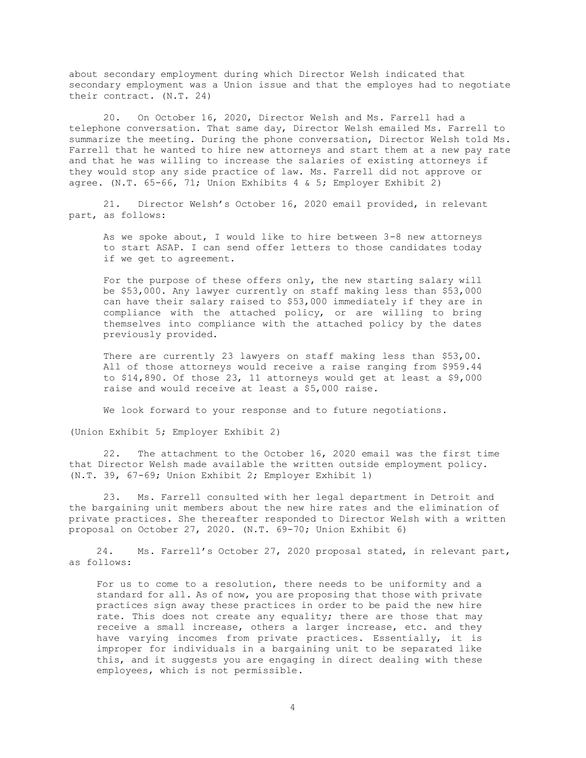about secondary employment during which Director Welsh indicated that secondary employment was a Union issue and that the employes had to negotiate their contract. (N.T. 24)

20. On October 16, 2020, Director Welsh and Ms. Farrell had a telephone conversation. That same day, Director Welsh emailed Ms. Farrell to summarize the meeting. During the phone conversation, Director Welsh told Ms. Farrell that he wanted to hire new attorneys and start them at a new pay rate and that he was willing to increase the salaries of existing attorneys if they would stop any side practice of law. Ms. Farrell did not approve or agree. (N.T. 65-66, 71; Union Exhibits 4 & 5; Employer Exhibit 2)

21. Director Welsh's October 16, 2020 email provided, in relevant part, as follows:

> As we spoke about, I would like to hire between 3-8 new attorneys to start ASAP. I can send offer letters to those candidates today if we get to agreement.
>
> For the purpose of these offers only, the new starting salary will be $53,000. Any lawyer currently on staff making less than $53,000 can have their salary raised to $53,000 immediately if they are in compliance with the attached policy, or are willing to bring themselves into compliance with the attached policy by the dates previously provided.
>
> There are currently 23 lawyers on staff making less than $53,00. All of those attorneys would receive a raise ranging from $959.44 to $14,890. Of those 23, 11 attorneys would get at least a $9,000 raise and would receive at least a $5,000 raise.
>
> We look forward to your response and to future negotiations.

(Union Exhibit 5; Employer Exhibit 2)

22. The attachment to the October 16, 2020 email was the first time that Director Welsh made available the written outside employment policy. (N.T. 39, 67-69; Union Exhibit 2; Employer Exhibit 1)

23. Ms. Farrell consulted with her legal department in Detroit and the bargaining unit members about the new hire rates and the elimination of private practices. She thereafter responded to Director Welsh with a written proposal on October 27, 2020. (N.T. 69-70; Union Exhibit 6)

24. Ms. Farrell's October 27, 2020 proposal stated, in relevant part, as follows:

> For us to come to a resolution, there needs to be uniformity and a standard for all. As of now, you are proposing that those with private practices sign away these practices in order to be paid the new hire rate. This does not create any equality; there are those that may receive a small increase, others a larger increase, etc. and they have varying incomes from private practices. Essentially, it is improper for individuals in a bargaining unit to be separated like this, and it suggests you are engaging in direct dealing with these employees, which is not permissible.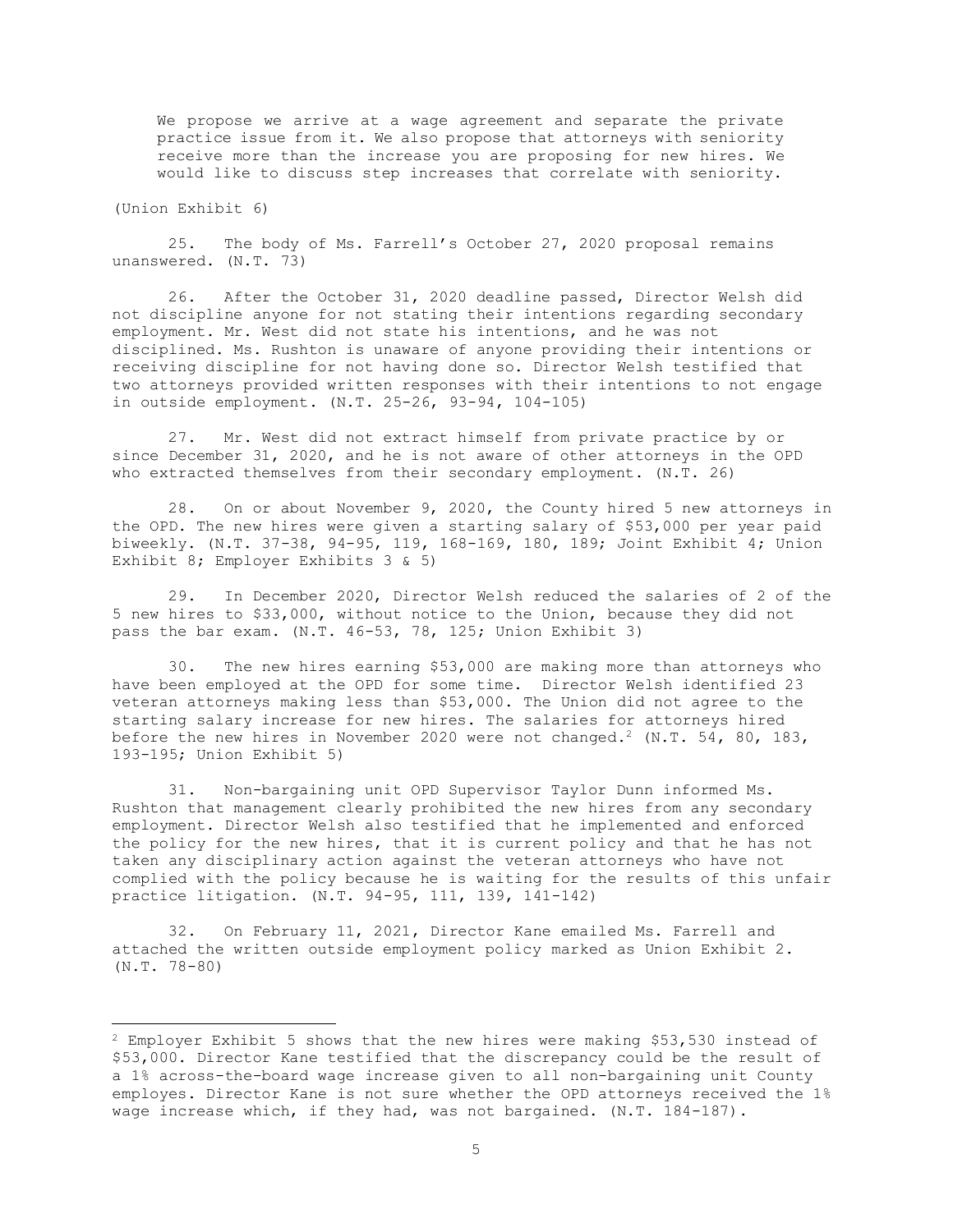> We propose we arrive at a wage agreement and separate the private practice issue from it. We also propose that attorneys with seniority receive more than the increase you are proposing for new hires. We would like to discuss step increases that correlate with seniority.

(Union Exhibit 6)

25. The body of Ms. Farrell's October 27, 2020 proposal remains unanswered. (N.T. 73)

26. After the October 31, 2020 deadline passed, Director Welsh did not discipline anyone for not stating their intentions regarding secondary employment. Mr. West did not state his intentions, and he was not disciplined. Ms. Rushton is unaware of anyone providing their intentions or receiving discipline for not having done so. Director Welsh testified that two attorneys provided written responses with their intentions to not engage in outside employment. (N.T. 25-26, 93-94, 104-105)

27. Mr. West did not extract himself from private practice by or since December 31, 2020, and he is not aware of other attorneys in the OPD who extracted themselves from their secondary employment. (N.T. 26)

28. On or about November 9, 2020, the County hired 5 new attorneys in the OPD. The new hires were given a starting salary of \$53,000 per year paid biweekly. (N.T. 37-38, 94-95, 119, 168-169, 180, 189; Joint Exhibit 4; Union Exhibit 8; Employer Exhibits 3 & 5)

29. In December 2020, Director Welsh reduced the salaries of 2 of the 5 new hires to \$33,000, without notice to the Union, because they did not pass the bar exam. (N.T. 46-53, 78, 125; Union Exhibit 3)

30. The new hires earning \$53,000 are making more than attorneys who have been employed at the OPD for some time. Director Welsh identified 23 veteran attorneys making less than \$53,000. The Union did not agree to the starting salary increase for new hires. The salaries for attorneys hired before the new hires in November 2020 were not changed.[2] (N.T. 54, 80, 183, 193-195; Union Exhibit 5)

31. Non-bargaining unit OPD Supervisor Taylor Dunn informed Ms. Rushton that management clearly prohibited the new hires from any secondary employment. Director Welsh also testified that he implemented and enforced the policy for the new hires, that it is current policy and that he has not taken any disciplinary action against the veteran attorneys who have not complied with the policy because he is waiting for the results of this unfair practice litigation. (N.T. 94-95, 111, 139, 141-142)

32. On February 11, 2021, Director Kane emailed Ms. Farrell and attached the written outside employment policy marked as Union Exhibit 2. (N.T. 78-80)

---

[2] Employer Exhibit 5 shows that the new hires were making \$53,530 instead of \$53,000. Director Kane testified that the discrepancy could be the result of a 1% across-the-board wage increase given to all non-bargaining unit County employes. Director Kane is not sure whether the OPD attorneys received the 1% wage increase which, if they had, was not bargained. (N.T. 184-187).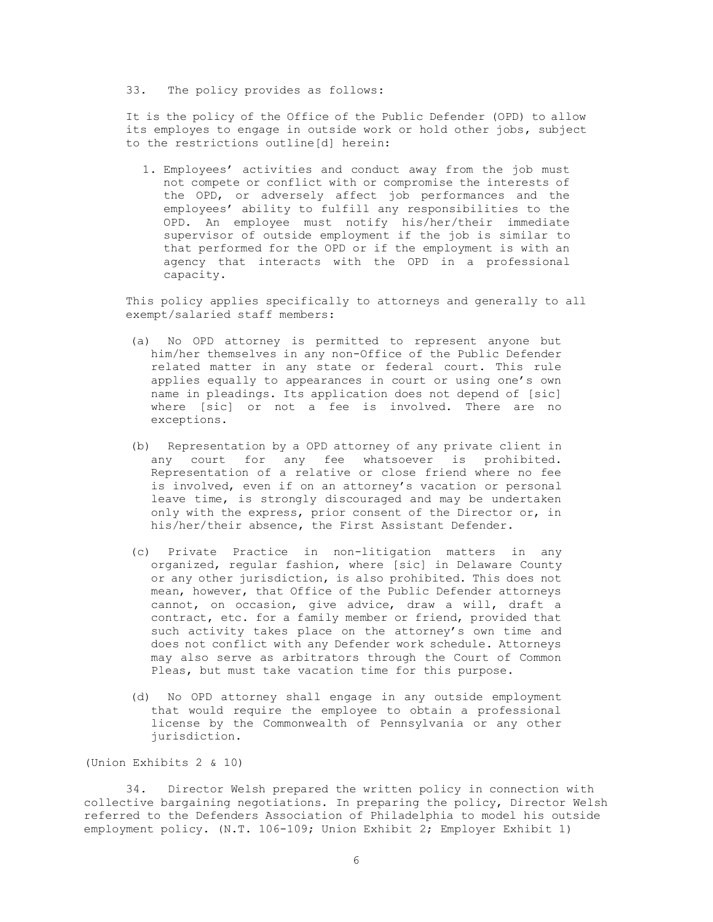33. The policy provides as follows:

> It is the policy of the Office of the Public Defender (OPD) to allow its employes to engage in outside work or hold other jobs, subject to the restrictions outline[d] herein:
>
> 1. Employees' activities and conduct away from the job must not compete or conflict with or compromise the interests of the OPD, or adversely affect job performances and the employees' ability to fulfill any responsibilities to the OPD. An employee must notify his/her/their immediate supervisor of outside employment if the job is similar to that performed for the OPD or if the employment is with an agency that interacts with the OPD in a professional capacity.
>
> This policy applies specifically to attorneys and generally to all exempt/salaried staff members:
>
> (a) No OPD attorney is permitted to represent anyone but him/her themselves in any non-Office of the Public Defender related matter in any state or federal court. This rule applies equally to appearances in court or using one's own name in pleadings. Its application does not depend of [sic] where [sic] or not a fee is involved. There are no exceptions.
>
> (b) Representation by a OPD attorney of any private client in any court for any fee whatsoever is prohibited. Representation of a relative or close friend where no fee is involved, even if on an attorney's vacation or personal leave time, is strongly discouraged and may be undertaken only with the express, prior consent of the Director or, in his/her/their absence, the First Assistant Defender.
>
> (c) Private Practice in non-litigation matters in any organized, regular fashion, where [sic] in Delaware County or any other jurisdiction, is also prohibited. This does not mean, however, that Office of the Public Defender attorneys cannot, on occasion, give advice, draw a will, draft a contract, etc. for a family member or friend, provided that such activity takes place on the attorney's own time and does not conflict with any Defender work schedule. Attorneys may also serve as arbitrators through the Court of Common Pleas, but must take vacation time for this purpose.
>
> (d) No OPD attorney shall engage in any outside employment that would require the employee to obtain a professional license by the Commonwealth of Pennsylvania or any other jurisdiction.

(Union Exhibits 2 & 10)

34. Director Welsh prepared the written policy in connection with collective bargaining negotiations. In preparing the policy, Director Welsh referred to the Defenders Association of Philadelphia to model his outside employment policy. (N.T. 106-109; Union Exhibit 2; Employer Exhibit 1)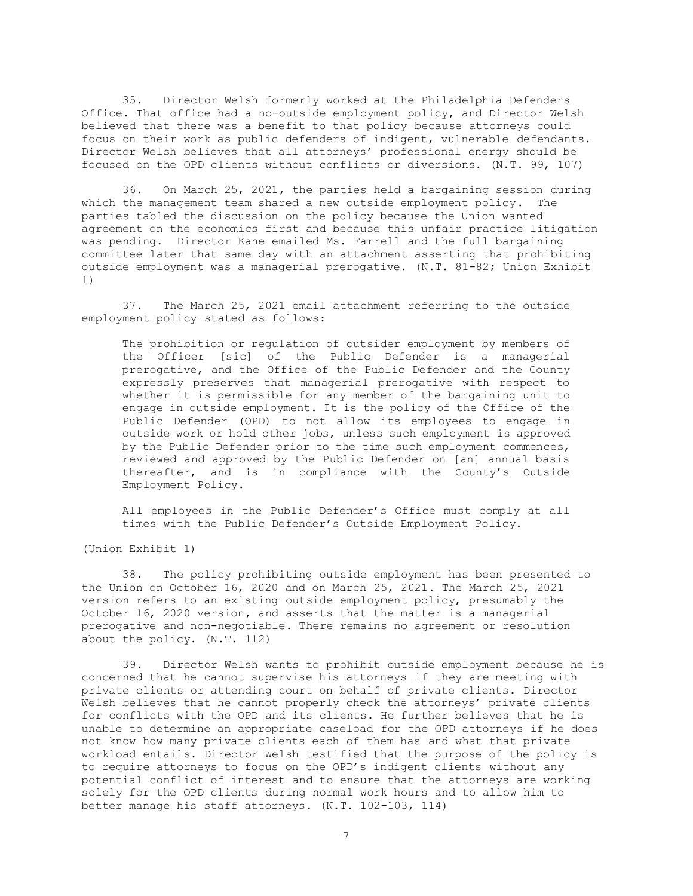35. Director Welsh formerly worked at the Philadelphia Defenders Office. That office had a no-outside employment policy, and Director Welsh believed that there was a benefit to that policy because attorneys could focus on their work as public defenders of indigent, vulnerable defendants. Director Welsh believes that all attorneys' professional energy should be focused on the OPD clients without conflicts or diversions. (N.T. 99, 107)

36. On March 25, 2021, the parties held a bargaining session during which the management team shared a new outside employment policy. The parties tabled the discussion on the policy because the Union wanted agreement on the economics first and because this unfair practice litigation was pending. Director Kane emailed Ms. Farrell and the full bargaining committee later that same day with an attachment asserting that prohibiting outside employment was a managerial prerogative. (N.T. 81-82; Union Exhibit 1)

37. The March 25, 2021 email attachment referring to the outside employment policy stated as follows:

> The prohibition or regulation of outsider employment by members of the Officer [sic] of the Public Defender is a managerial prerogative, and the Office of the Public Defender and the County expressly preserves that managerial prerogative with respect to whether it is permissible for any member of the bargaining unit to engage in outside employment. It is the policy of the Office of the Public Defender (OPD) to not allow its employees to engage in outside work or hold other jobs, unless such employment is approved by the Public Defender prior to the time such employment commences, reviewed and approved by the Public Defender on [an] annual basis thereafter, and is in compliance with the County's Outside Employment Policy.
>
> All employees in the Public Defender's Office must comply at all times with the Public Defender's Outside Employment Policy.

(Union Exhibit 1)

38. The policy prohibiting outside employment has been presented to the Union on October 16, 2020 and on March 25, 2021. The March 25, 2021 version refers to an existing outside employment policy, presumably the October 16, 2020 version, and asserts that the matter is a managerial prerogative and non-negotiable. There remains no agreement or resolution about the policy. (N.T. 112)

39. Director Welsh wants to prohibit outside employment because he is concerned that he cannot supervise his attorneys if they are meeting with private clients or attending court on behalf of private clients. Director Welsh believes that he cannot properly check the attorneys' private clients for conflicts with the OPD and its clients. He further believes that he is unable to determine an appropriate caseload for the OPD attorneys if he does not know how many private clients each of them has and what that private workload entails. Director Welsh testified that the purpose of the policy is to require attorneys to focus on the OPD's indigent clients without any potential conflict of interest and to ensure that the attorneys are working solely for the OPD clients during normal work hours and to allow him to better manage his staff attorneys. (N.T. 102-103, 114)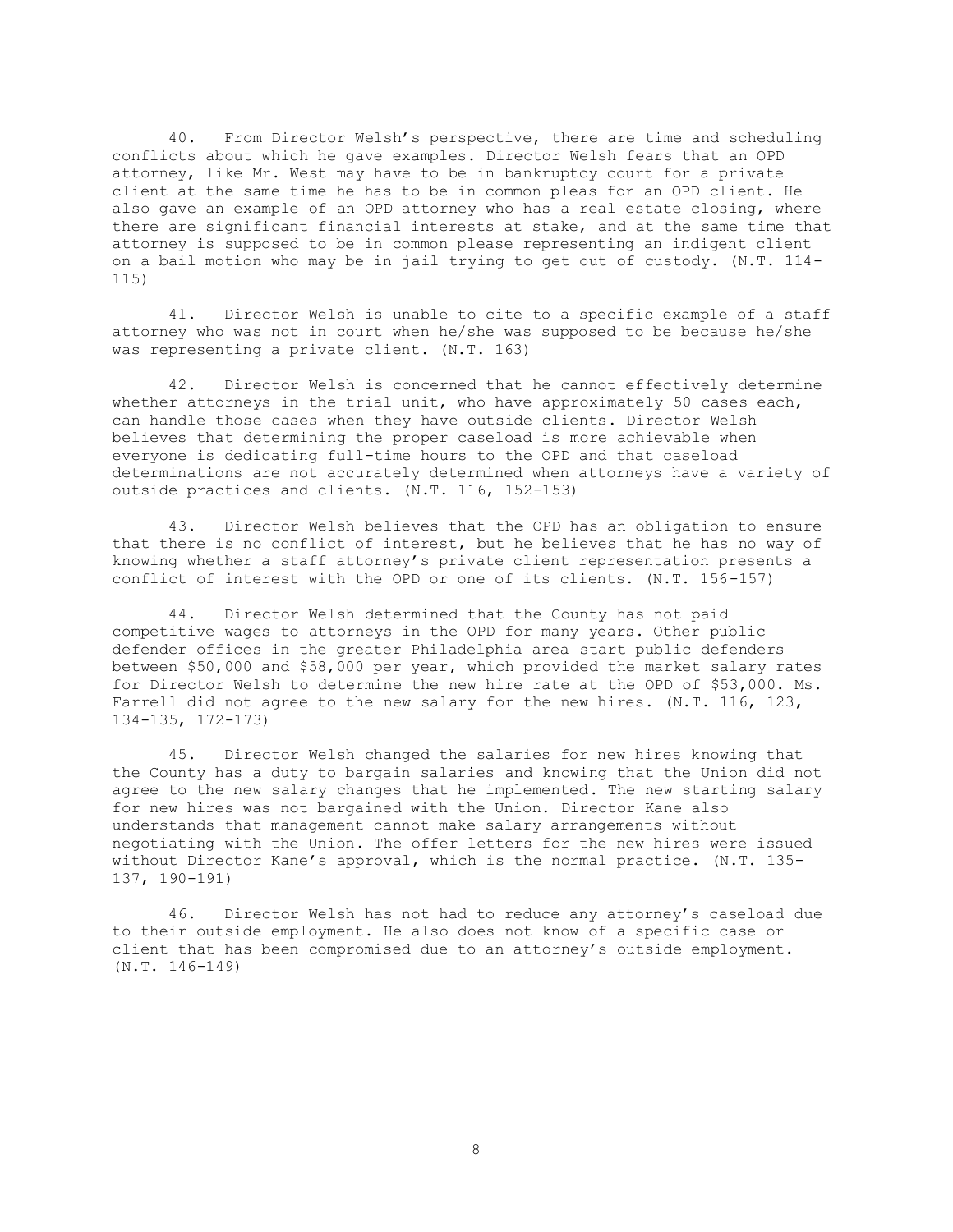40. From Director Welsh's perspective, there are time and scheduling conflicts about which he gave examples. Director Welsh fears that an OPD attorney, like Mr. West may have to be in bankruptcy court for a private client at the same time he has to be in common pleas for an OPD client. He also gave an example of an OPD attorney who has a real estate closing, where there are significant financial interests at stake, and at the same time that attorney is supposed to be in common please representing an indigent client on a bail motion who may be in jail trying to get out of custody. (N.T. 114-115)

41. Director Welsh is unable to cite to a specific example of a staff attorney who was not in court when he/she was supposed to be because he/she was representing a private client. (N.T. 163)

42. Director Welsh is concerned that he cannot effectively determine whether attorneys in the trial unit, who have approximately 50 cases each, can handle those cases when they have outside clients. Director Welsh believes that determining the proper caseload is more achievable when everyone is dedicating full-time hours to the OPD and that caseload determinations are not accurately determined when attorneys have a variety of outside practices and clients. (N.T. 116, 152-153)

43. Director Welsh believes that the OPD has an obligation to ensure that there is no conflict of interest, but he believes that he has no way of knowing whether a staff attorney's private client representation presents a conflict of interest with the OPD or one of its clients. (N.T. 156-157)

44. Director Welsh determined that the County has not paid competitive wages to attorneys in the OPD for many years. Other public defender offices in the greater Philadelphia area start public defenders between \$50,000 and \$58,000 per year, which provided the market salary rates for Director Welsh to determine the new hire rate at the OPD of \$53,000. Ms. Farrell did not agree to the new salary for the new hires. (N.T. 116, 123, 134-135, 172-173)

45. Director Welsh changed the salaries for new hires knowing that the County has a duty to bargain salaries and knowing that the Union did not agree to the new salary changes that he implemented. The new starting salary for new hires was not bargained with the Union. Director Kane also understands that management cannot make salary arrangements without negotiating with the Union. The offer letters for the new hires were issued without Director Kane's approval, which is the normal practice. (N.T. 135-137, 190-191)

46. Director Welsh has not had to reduce any attorney's caseload due to their outside employment. He also does not know of a specific case or client that has been compromised due to an attorney's outside employment. (N.T. 146-149)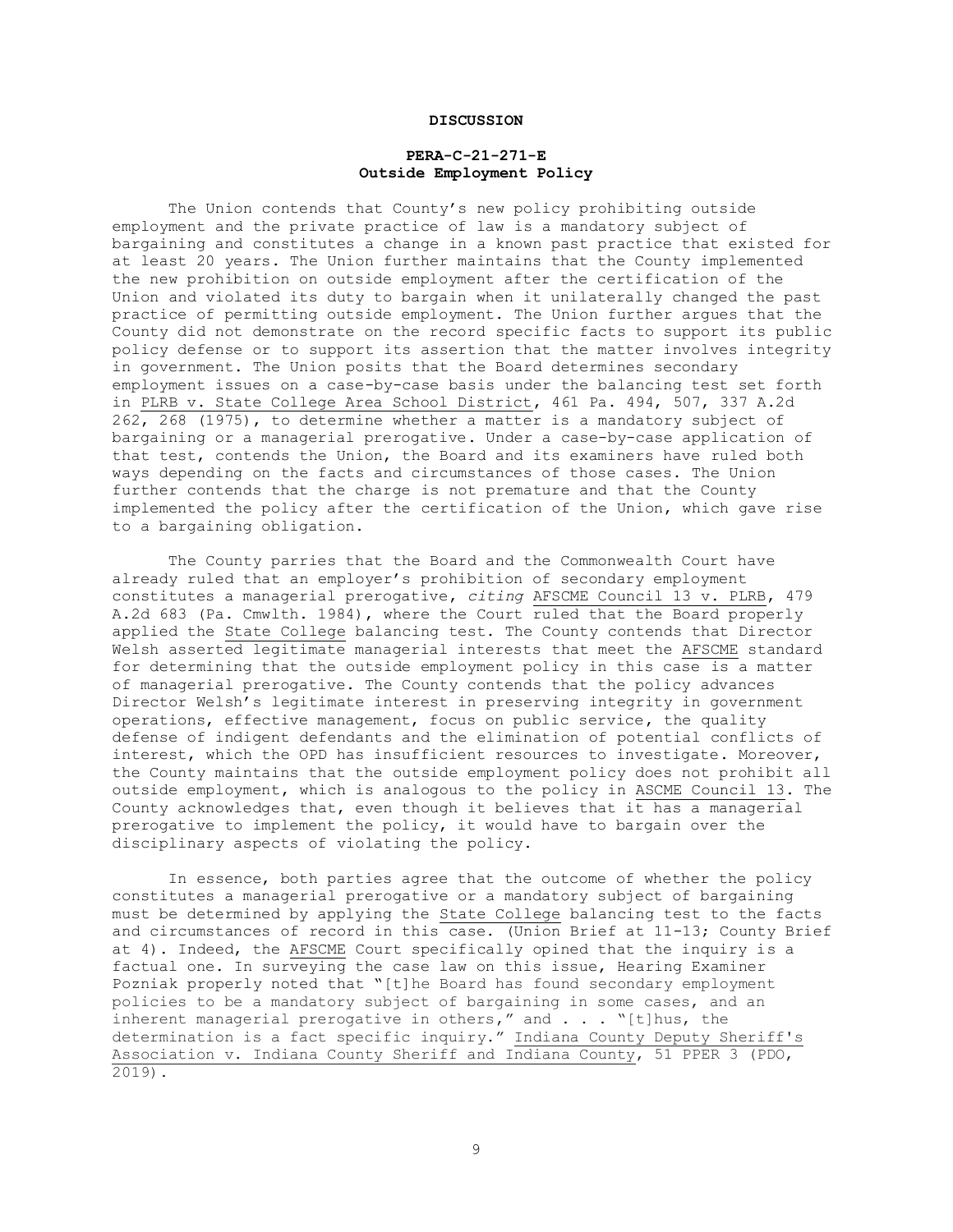**DISCUSSION**

**PERA-C-21-271-E**
**Outside Employment Policy**

The Union contends that County's new policy prohibiting outside employment and the private practice of law is a mandatory subject of bargaining and constitutes a change in a known past practice that existed for at least 20 years. The Union further maintains that the County implemented the new prohibition on outside employment after the certification of the Union and violated its duty to bargain when it unilaterally changed the past practice of permitting outside employment. The Union further argues that the County did not demonstrate on the record specific facts to support its public policy defense or to support its assertion that the matter involves integrity in government. The Union posits that the Board determines secondary employment issues on a case-by-case basis under the balancing test set forth in PLRB v. State College Area School District, 461 Pa. 494, 507, 337 A.2d 262, 268 (1975), to determine whether a matter is a mandatory subject of bargaining or a managerial prerogative. Under a case-by-case application of that test, contends the Union, the Board and its examiners have ruled both ways depending on the facts and circumstances of those cases. The Union further contends that the charge is not premature and that the County implemented the policy after the certification of the Union, which gave rise to a bargaining obligation.

The County parries that the Board and the Commonwealth Court have already ruled that an employer's prohibition of secondary employment constitutes a managerial prerogative, *citing* AFSCME Council 13 v. PLRB, 479 A.2d 683 (Pa. Cmwlth. 1984), where the Court ruled that the Board properly applied the State College balancing test. The County contends that Director Welsh asserted legitimate managerial interests that meet the AFSCME standard for determining that the outside employment policy in this case is a matter of managerial prerogative. The County contends that the policy advances Director Welsh's legitimate interest in preserving integrity in government operations, effective management, focus on public service, the quality defense of indigent defendants and the elimination of potential conflicts of interest, which the OPD has insufficient resources to investigate. Moreover, the County maintains that the outside employment policy does not prohibit all outside employment, which is analogous to the policy in ASCME Council 13. The County acknowledges that, even though it believes that it has a managerial prerogative to implement the policy, it would have to bargain over the disciplinary aspects of violating the policy.

In essence, both parties agree that the outcome of whether the policy constitutes a managerial prerogative or a mandatory subject of bargaining must be determined by applying the State College balancing test to the facts and circumstances of record in this case. (Union Brief at 11-13; County Brief at 4). Indeed, the AFSCME Court specifically opined that the inquiry is a factual one. In surveying the case law on this issue, Hearing Examiner Pozniak properly noted that "[t]he Board has found secondary employment policies to be a mandatory subject of bargaining in some cases, and an inherent managerial prerogative in others," and . . . "[t]hus, the determination is a fact specific inquiry." Indiana County Deputy Sheriff's Association v. Indiana County Sheriff and Indiana County, 51 PPER 3 (PDO, 2019).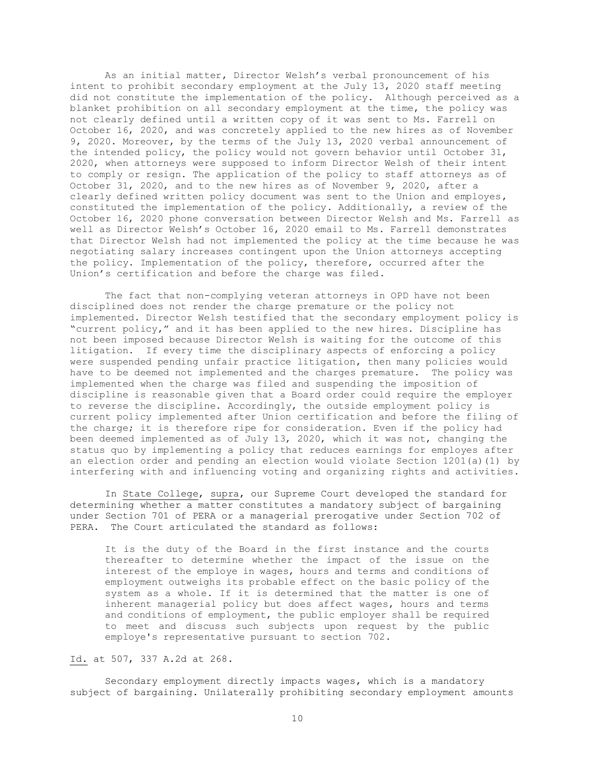As an initial matter, Director Welsh's verbal pronouncement of his intent to prohibit secondary employment at the July 13, 2020 staff meeting did not constitute the implementation of the policy. Although perceived as a blanket prohibition on all secondary employment at the time, the policy was not clearly defined until a written copy of it was sent to Ms. Farrell on October 16, 2020, and was concretely applied to the new hires as of November 9, 2020. Moreover, by the terms of the July 13, 2020 verbal announcement of the intended policy, the policy would not govern behavior until October 31, 2020, when attorneys were supposed to inform Director Welsh of their intent to comply or resign. The application of the policy to staff attorneys as of October 31, 2020, and to the new hires as of November 9, 2020, after a clearly defined written policy document was sent to the Union and employes, constituted the implementation of the policy. Additionally, a review of the October 16, 2020 phone conversation between Director Welsh and Ms. Farrell as well as Director Welsh's October 16, 2020 email to Ms. Farrell demonstrates that Director Welsh had not implemented the policy at the time because he was negotiating salary increases contingent upon the Union attorneys accepting the policy. Implementation of the policy, therefore, occurred after the Union's certification and before the charge was filed.

The fact that non-complying veteran attorneys in OPD have not been disciplined does not render the charge premature or the policy not implemented. Director Welsh testified that the secondary employment policy is "current policy," and it has been applied to the new hires. Discipline has not been imposed because Director Welsh is waiting for the outcome of this litigation. If every time the disciplinary aspects of enforcing a policy were suspended pending unfair practice litigation, then many policies would have to be deemed not implemented and the charges premature. The policy was implemented when the charge was filed and suspending the imposition of discipline is reasonable given that a Board order could require the employer to reverse the discipline. Accordingly, the outside employment policy is current policy implemented after Union certification and before the filing of the charge; it is therefore ripe for consideration. Even if the policy had been deemed implemented as of July 13, 2020, which it was not, changing the status quo by implementing a policy that reduces earnings for employes after an election order and pending an election would violate Section 1201(a)(1) by interfering with and influencing voting and organizing rights and activities.

In State College, supra, our Supreme Court developed the standard for determining whether a matter constitutes a mandatory subject of bargaining under Section 701 of PERA or a managerial prerogative under Section 702 of PERA. The Court articulated the standard as follows:

> It is the duty of the Board in the first instance and the courts thereafter to determine whether the impact of the issue on the interest of the employe in wages, hours and terms and conditions of employment outweighs its probable effect on the basic policy of the system as a whole. If it is determined that the matter is one of inherent managerial policy but does affect wages, hours and terms and conditions of employment, the public employer shall be required to meet and discuss such subjects upon request by the public employe's representative pursuant to section 702.

Id. at 507, 337 A.2d at 268.

Secondary employment directly impacts wages, which is a mandatory subject of bargaining. Unilaterally prohibiting secondary employment amounts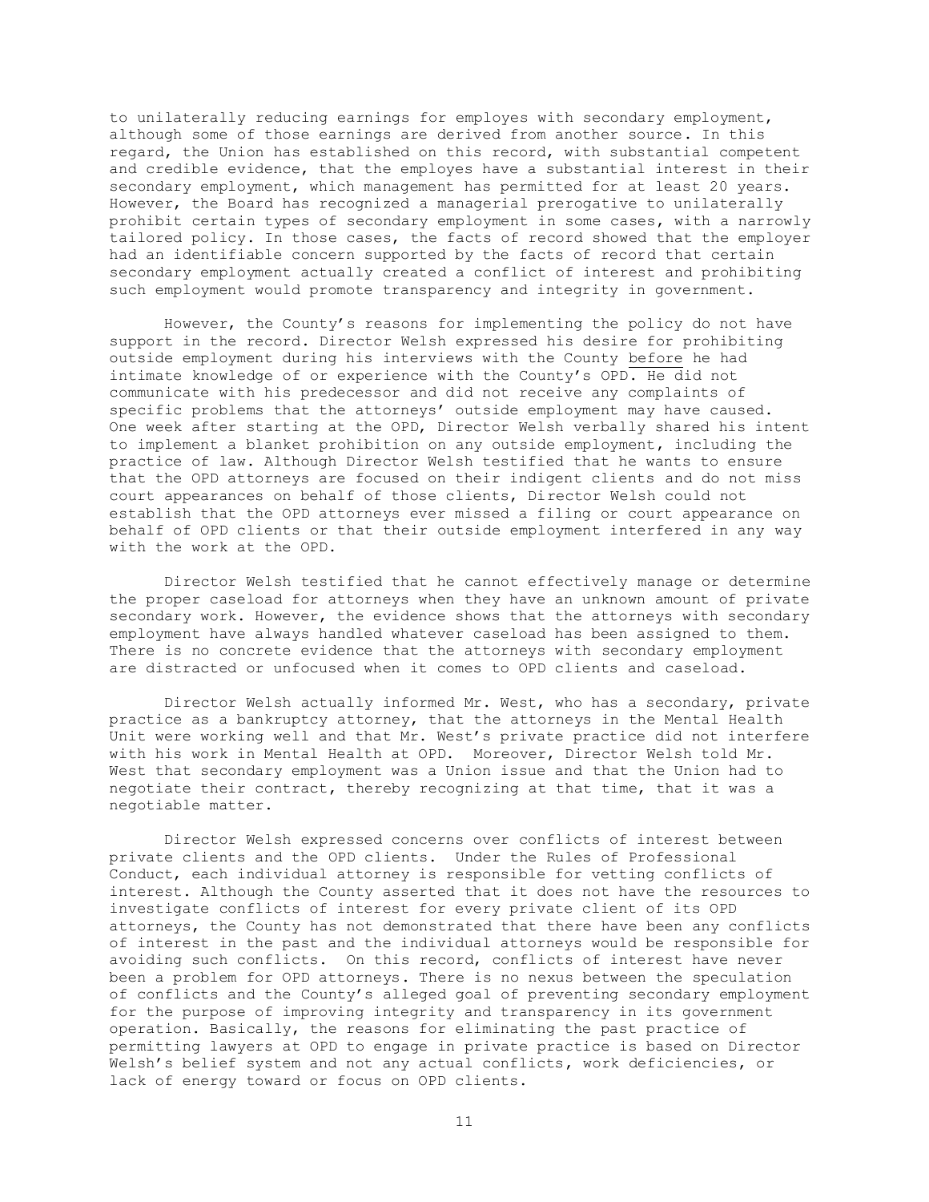to unilaterally reducing earnings for employes with secondary employment, although some of those earnings are derived from another source. In this regard, the Union has established on this record, with substantial competent and credible evidence, that the employes have a substantial interest in their secondary employment, which management has permitted for at least 20 years. However, the Board has recognized a managerial prerogative to unilaterally prohibit certain types of secondary employment in some cases, with a narrowly tailored policy. In those cases, the facts of record showed that the employer had an identifiable concern supported by the facts of record that certain secondary employment actually created a conflict of interest and prohibiting such employment would promote transparency and integrity in government.

However, the County's reasons for implementing the policy do not have support in the record. Director Welsh expressed his desire for prohibiting outside employment during his interviews with the County <u>before</u> he had intimate knowledge of or experience with the County's OPD. He did not communicate with his predecessor and did not receive any complaints of specific problems that the attorneys' outside employment may have caused. One week after starting at the OPD, Director Welsh verbally shared his intent to implement a blanket prohibition on any outside employment, including the practice of law. Although Director Welsh testified that he wants to ensure that the OPD attorneys are focused on their indigent clients and do not miss court appearances on behalf of those clients, Director Welsh could not establish that the OPD attorneys ever missed a filing or court appearance on behalf of OPD clients or that their outside employment interfered in any way with the work at the OPD.

Director Welsh testified that he cannot effectively manage or determine the proper caseload for attorneys when they have an unknown amount of private secondary work. However, the evidence shows that the attorneys with secondary employment have always handled whatever caseload has been assigned to them. There is no concrete evidence that the attorneys with secondary employment are distracted or unfocused when it comes to OPD clients and caseload.

Director Welsh actually informed Mr. West, who has a secondary, private practice as a bankruptcy attorney, that the attorneys in the Mental Health Unit were working well and that Mr. West's private practice did not interfere with his work in Mental Health at OPD. Moreover, Director Welsh told Mr. West that secondary employment was a Union issue and that the Union had to negotiate their contract, thereby recognizing at that time, that it was a negotiable matter.

Director Welsh expressed concerns over conflicts of interest between private clients and the OPD clients. Under the Rules of Professional Conduct, each individual attorney is responsible for vetting conflicts of interest. Although the County asserted that it does not have the resources to investigate conflicts of interest for every private client of its OPD attorneys, the County has not demonstrated that there have been any conflicts of interest in the past and the individual attorneys would be responsible for avoiding such conflicts. On this record, conflicts of interest have never been a problem for OPD attorneys. There is no nexus between the speculation of conflicts and the County's alleged goal of preventing secondary employment for the purpose of improving integrity and transparency in its government operation. Basically, the reasons for eliminating the past practice of permitting lawyers at OPD to engage in private practice is based on Director Welsh's belief system and not any actual conflicts, work deficiencies, or lack of energy toward or focus on OPD clients.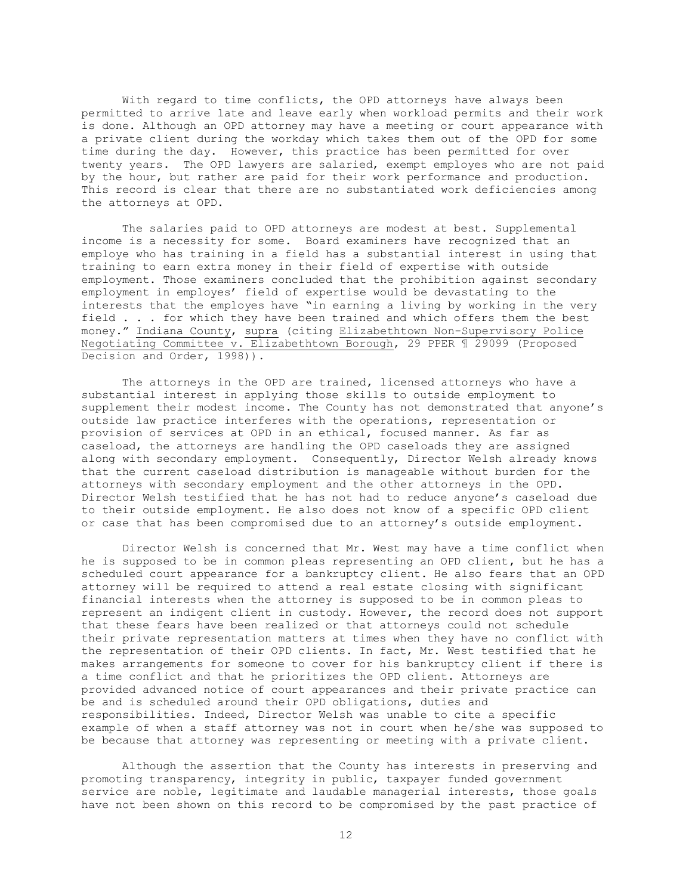With regard to time conflicts, the OPD attorneys have always been permitted to arrive late and leave early when workload permits and their work is done. Although an OPD attorney may have a meeting or court appearance with a private client during the workday which takes them out of the OPD for some time during the day. However, this practice has been permitted for over twenty years. The OPD lawyers are salaried, exempt employes who are not paid by the hour, but rather are paid for their work performance and production. This record is clear that there are no substantiated work deficiencies among the attorneys at OPD.

The salaries paid to OPD attorneys are modest at best. Supplemental income is a necessity for some. Board examiners have recognized that an employe who has training in a field has a substantial interest in using that training to earn extra money in their field of expertise with outside employment. Those examiners concluded that the prohibition against secondary employment in employes' field of expertise would be devastating to the interests that the employes have "in earning a living by working in the very field . . . for which they have been trained and which offers them the best money." Indiana County, supra (citing Elizabethtown Non-Supervisory Police Negotiating Committee v. Elizabethtown Borough, 29 PPER ¶ 29099 (Proposed Decision and Order, 1998)).

The attorneys in the OPD are trained, licensed attorneys who have a substantial interest in applying those skills to outside employment to supplement their modest income. The County has not demonstrated that anyone's outside law practice interferes with the operations, representation or provision of services at OPD in an ethical, focused manner. As far as caseload, the attorneys are handling the OPD caseloads they are assigned along with secondary employment. Consequently, Director Welsh already knows that the current caseload distribution is manageable without burden for the attorneys with secondary employment and the other attorneys in the OPD. Director Welsh testified that he has not had to reduce anyone's caseload due to their outside employment. He also does not know of a specific OPD client or case that has been compromised due to an attorney's outside employment.

Director Welsh is concerned that Mr. West may have a time conflict when he is supposed to be in common pleas representing an OPD client, but he has a scheduled court appearance for a bankruptcy client. He also fears that an OPD attorney will be required to attend a real estate closing with significant financial interests when the attorney is supposed to be in common pleas to represent an indigent client in custody. However, the record does not support that these fears have been realized or that attorneys could not schedule their private representation matters at times when they have no conflict with the representation of their OPD clients. In fact, Mr. West testified that he makes arrangements for someone to cover for his bankruptcy client if there is a time conflict and that he prioritizes the OPD client. Attorneys are provided advanced notice of court appearances and their private practice can be and is scheduled around their OPD obligations, duties and responsibilities. Indeed, Director Welsh was unable to cite a specific example of when a staff attorney was not in court when he/she was supposed to be because that attorney was representing or meeting with a private client.

Although the assertion that the County has interests in preserving and promoting transparency, integrity in public, taxpayer funded government service are noble, legitimate and laudable managerial interests, those goals have not been shown on this record to be compromised by the past practice of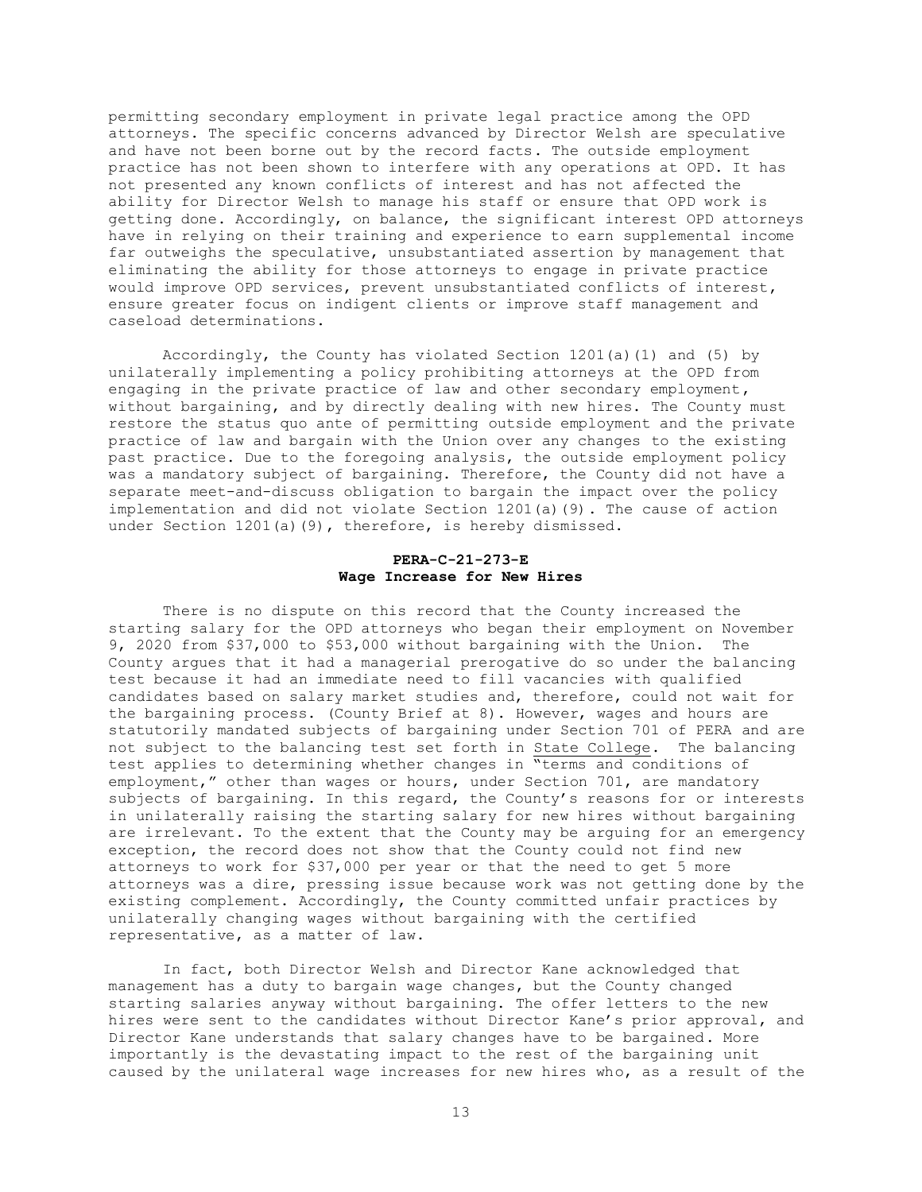permitting secondary employment in private legal practice among the OPD attorneys. The specific concerns advanced by Director Welsh are speculative and have not been borne out by the record facts. The outside employment practice has not been shown to interfere with any operations at OPD. It has not presented any known conflicts of interest and has not affected the ability for Director Welsh to manage his staff or ensure that OPD work is getting done. Accordingly, on balance, the significant interest OPD attorneys have in relying on their training and experience to earn supplemental income far outweighs the speculative, unsubstantiated assertion by management that eliminating the ability for those attorneys to engage in private practice would improve OPD services, prevent unsubstantiated conflicts of interest, ensure greater focus on indigent clients or improve staff management and caseload determinations.

Accordingly, the County has violated Section 1201(a)(1) and (5) by unilaterally implementing a policy prohibiting attorneys at the OPD from engaging in the private practice of law and other secondary employment, without bargaining, and by directly dealing with new hires. The County must restore the status quo ante of permitting outside employment and the private practice of law and bargain with the Union over any changes to the existing past practice. Due to the foregoing analysis, the outside employment policy was a mandatory subject of bargaining. Therefore, the County did not have a separate meet-and-discuss obligation to bargain the impact over the policy implementation and did not violate Section 1201(a)(9). The cause of action under Section 1201(a)(9), therefore, is hereby dismissed.

**PERA-C-21-273-E**
**Wage Increase for New Hires**

There is no dispute on this record that the County increased the starting salary for the OPD attorneys who began their employment on November 9, 2020 from $37,000 to $53,000 without bargaining with the Union. The County argues that it had a managerial prerogative do so under the balancing test because it had an immediate need to fill vacancies with qualified candidates based on salary market studies and, therefore, could not wait for the bargaining process. (County Brief at 8). However, wages and hours are statutorily mandated subjects of bargaining under Section 701 of PERA and are not subject to the balancing test set forth in State College. The balancing test applies to determining whether changes in "terms and conditions of employment," other than wages or hours, under Section 701, are mandatory subjects of bargaining. In this regard, the County's reasons for or interests in unilaterally raising the starting salary for new hires without bargaining are irrelevant. To the extent that the County may be arguing for an emergency exception, the record does not show that the County could not find new attorneys to work for $37,000 per year or that the need to get 5 more attorneys was a dire, pressing issue because work was not getting done by the existing complement. Accordingly, the County committed unfair practices by unilaterally changing wages without bargaining with the certified representative, as a matter of law.

In fact, both Director Welsh and Director Kane acknowledged that management has a duty to bargain wage changes, but the County changed starting salaries anyway without bargaining. The offer letters to the new hires were sent to the candidates without Director Kane's prior approval, and Director Kane understands that salary changes have to be bargained. More importantly is the devastating impact to the rest of the bargaining unit caused by the unilateral wage increases for new hires who, as a result of the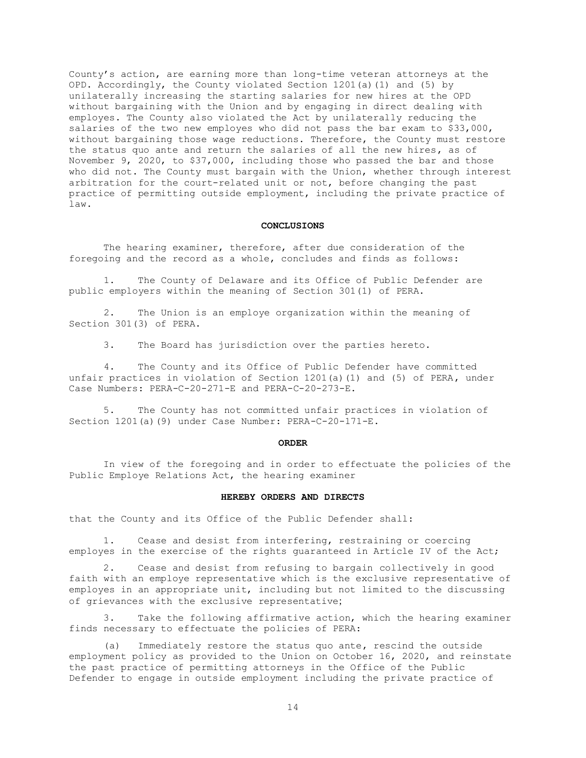County's action, are earning more than long-time veteran attorneys at the OPD. Accordingly, the County violated Section 1201(a)(1) and (5) by unilaterally increasing the starting salaries for new hires at the OPD without bargaining with the Union and by engaging in direct dealing with employes. The County also violated the Act by unilaterally reducing the salaries of the two new employes who did not pass the bar exam to $33,000, without bargaining those wage reductions. Therefore, the County must restore the status quo ante and return the salaries of all the new hires, as of November 9, 2020, to $37,000, including those who passed the bar and those who did not. The County must bargain with the Union, whether through interest arbitration for the court-related unit or not, before changing the past practice of permitting outside employment, including the private practice of law.

## CONCLUSIONS

The hearing examiner, therefore, after due consideration of the foregoing and the record as a whole, concludes and finds as follows:

1. The County of Delaware and its Office of Public Defender are public employers within the meaning of Section 301(1) of PERA.

2. The Union is an employe organization within the meaning of Section 301(3) of PERA.

3. The Board has jurisdiction over the parties hereto.

4. The County and its Office of Public Defender have committed unfair practices in violation of Section 1201(a)(1) and (5) of PERA, under Case Numbers: PERA-C-20-271-E and PERA-C-20-273-E.

5. The County has not committed unfair practices in violation of Section 1201(a)(9) under Case Number: PERA-C-20-171-E.

## ORDER

In view of the foregoing and in order to effectuate the policies of the Public Employe Relations Act, the hearing examiner

**HEREBY ORDERS AND DIRECTS**

that the County and its Office of the Public Defender shall:

1. Cease and desist from interfering, restraining or coercing employes in the exercise of the rights guaranteed in Article IV of the Act;

2. Cease and desist from refusing to bargain collectively in good faith with an employe representative which is the exclusive representative of employes in an appropriate unit, including but not limited to the discussing of grievances with the exclusive representative;

3. Take the following affirmative action, which the hearing examiner finds necessary to effectuate the policies of PERA:

(a) Immediately restore the status quo ante, rescind the outside employment policy as provided to the Union on October 16, 2020, and reinstate the past practice of permitting attorneys in the Office of the Public Defender to engage in outside employment including the private practice of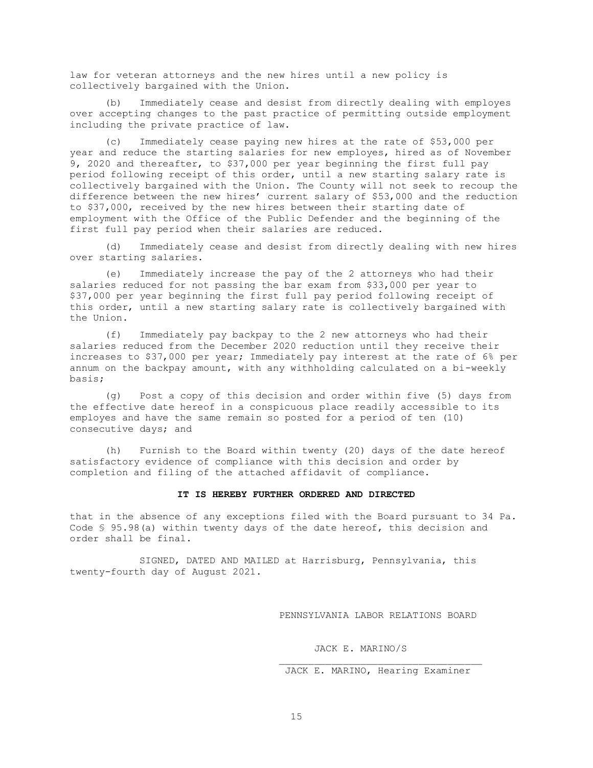law for veteran attorneys and the new hires until a new policy is collectively bargained with the Union.

(b) Immediately cease and desist from directly dealing with employes over accepting changes to the past practice of permitting outside employment including the private practice of law.

(c) Immediately cease paying new hires at the rate of $53,000 per year and reduce the starting salaries for new employes, hired as of November 9, 2020 and thereafter, to $37,000 per year beginning the first full pay period following receipt of this order, until a new starting salary rate is collectively bargained with the Union. The County will not seek to recoup the difference between the new hires' current salary of $53,000 and the reduction to $37,000, received by the new hires between their starting date of employment with the Office of the Public Defender and the beginning of the first full pay period when their salaries are reduced.

(d) Immediately cease and desist from directly dealing with new hires over starting salaries.

(e) Immediately increase the pay of the 2 attorneys who had their salaries reduced for not passing the bar exam from $33,000 per year to $37,000 per year beginning the first full pay period following receipt of this order, until a new starting salary rate is collectively bargained with the Union.

(f) Immediately pay backpay to the 2 new attorneys who had their salaries reduced from the December 2020 reduction until they receive their increases to $37,000 per year; Immediately pay interest at the rate of 6% per annum on the backpay amount, with any withholding calculated on a bi-weekly basis;

(g) Post a copy of this decision and order within five (5) days from the effective date hereof in a conspicuous place readily accessible to its employes and have the same remain so posted for a period of ten (10) consecutive days; and

(h) Furnish to the Board within twenty (20) days of the date hereof satisfactory evidence of compliance with this decision and order by completion and filing of the attached affidavit of compliance.

**IT IS HEREBY FURTHER ORDERED AND DIRECTED**

that in the absence of any exceptions filed with the Board pursuant to 34 Pa. Code § 95.98(a) within twenty days of the date hereof, this decision and order shall be final.

SIGNED, DATED AND MAILED at Harrisburg, Pennsylvania, this twenty-fourth day of August 2021.

PENNSYLVANIA LABOR RELATIONS BOARD

JACK E. MARINO/S

JACK E. MARINO, Hearing Examiner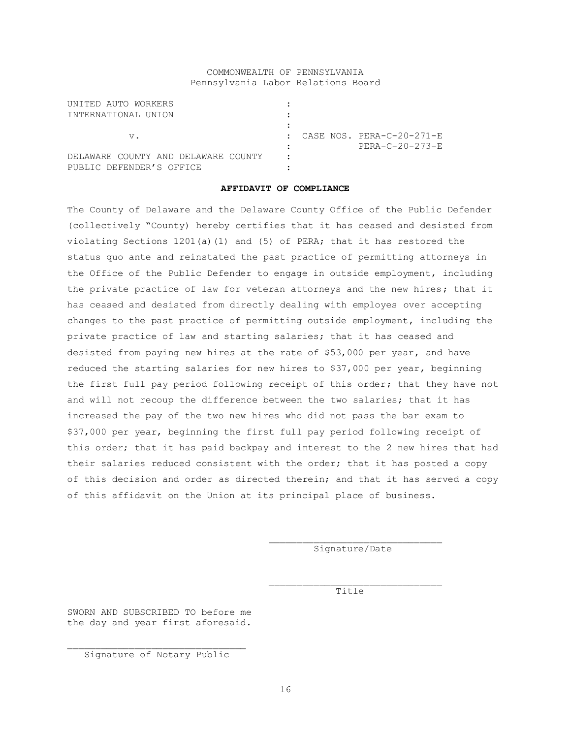COMMONWEALTH OF PENNSYLVANIA
Pennsylvania Labor Relations Board

| | | |
|---|---|---|
| UNITED AUTO WORKERS INTERNATIONAL UNION | : | |
| v. | : | CASE NOS. PERA-C-20-271-E PERA-C-20-273-E |
| DELAWARE COUNTY AND DELAWARE COUNTY PUBLIC DEFENDER'S OFFICE | : | |

**AFFIDAVIT OF COMPLIANCE**

The County of Delaware and the Delaware County Office of the Public Defender (collectively "County) hereby certifies that it has ceased and desisted from violating Sections 1201(a)(1) and (5) of PERA; that it has restored the status quo ante and reinstated the past practice of permitting attorneys in the Office of the Public Defender to engage in outside employment, including the private practice of law for veteran attorneys and the new hires; that it has ceased and desisted from directly dealing with employes over accepting changes to the past practice of permitting outside employment, including the private practice of law and starting salaries; that it has ceased and desisted from paying new hires at the rate of $53,000 per year, and have reduced the starting salaries for new hires to $37,000 per year, beginning the first full pay period following receipt of this order; that they have not and will not recoup the difference between the two salaries; that it has increased the pay of the two new hires who did not pass the bar exam to $37,000 per year, beginning the first full pay period following receipt of this order; that it has paid backpay and interest to the 2 new hires that had their salaries reduced consistent with the order; that it has posted a copy of this decision and order as directed therein; and that it has served a copy of this affidavit on the Union at its principal place of business.

_______________________________
Signature/Date

_______________________________
Title

SWORN AND SUBSCRIBED TO before me
the day and year first aforesaid.

_______________________________
Signature of Notary Public